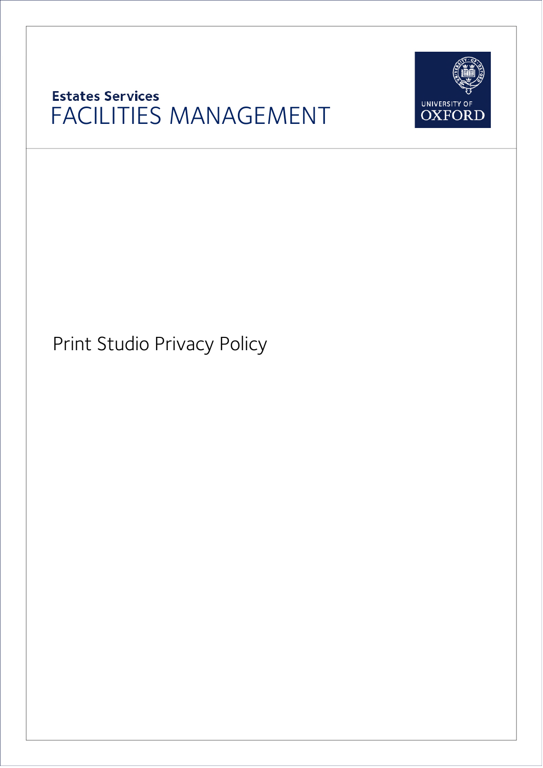**Estates Services**

# FACILITIES MANAGEMENT

UNIVERSITY OF OXFORD

## Print Studio Privacy Policy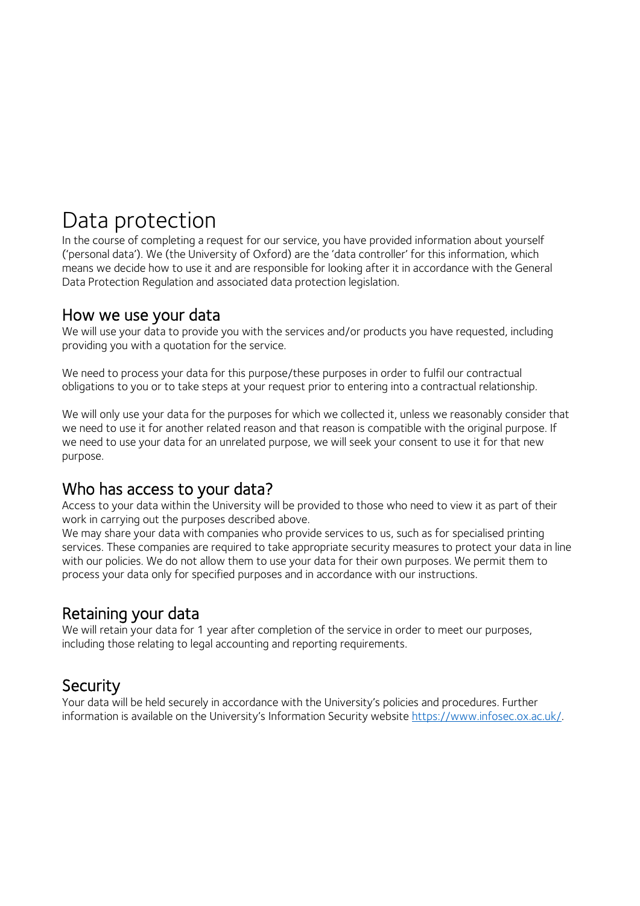# Data protection

In the course of completing a request for our service, you have provided information about yourself ('personal data'). We (the University of Oxford) are the 'data controller' for this information, which means we decide how to use it and are responsible for looking after it in accordance with the General Data Protection Regulation and associated data protection legislation.

## How we use your data

We will use your data to provide you with the services and/or products you have requested, including providing you with a quotation for the service.

We need to process your data for this purpose/these purposes in order to fulfil our contractual obligations to you or to take steps at your request prior to entering into a contractual relationship.

We will only use your data for the purposes for which we collected it, unless we reasonably consider that we need to use it for another related reason and that reason is compatible with the original purpose. If we need to use your data for an unrelated purpose, we will seek your consent to use it for that new purpose.

## Who has access to your data?

Access to your data within the University will be provided to those who need to view it as part of their work in carrying out the purposes described above.

We may share your data with companies who provide services to us, such as for specialised printing services. These companies are required to take appropriate security measures to protect your data in line with our policies. We do not allow them to use your data for their own purposes. We permit them to process your data only for specified purposes and in accordance with our instructions.

## Retaining your data

We will retain your data for 1 year after completion of the service in order to meet our purposes, including those relating to legal accounting and reporting requirements.

## Security

Your data will be held securely in accordance with the University's policies and procedures. Further information is available on the University's Information Security website [https://www.infosec.ox.ac.uk/](https://www.infosec.ox.ac.uk/).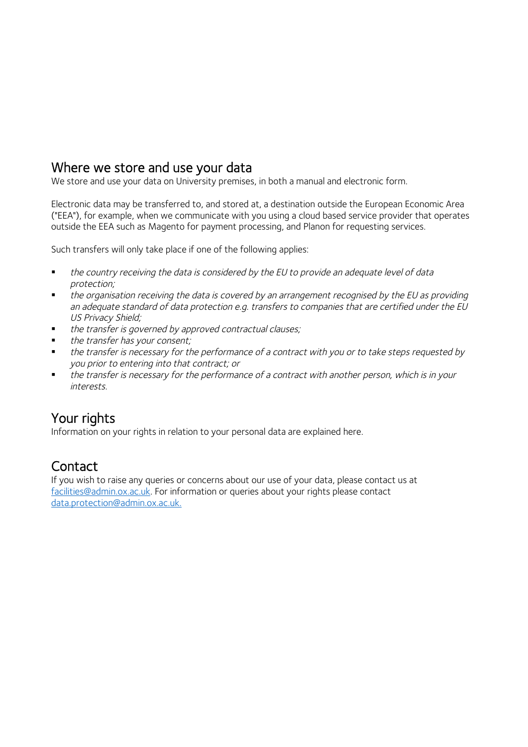## Where we store and use your data

We store and use your data on University premises, in both a manual and electronic form.

Electronic data may be transferred to, and stored at, a destination outside the European Economic Area ("EEA"), for example, when we communicate with you using a cloud based service provider that operates outside the EEA such as Magento for payment processing, and Planon for requesting services.

Such transfers will only take place if one of the following applies:

- *the country receiving the data is considered by the EU to provide an adequate level of data protection;*
- *the organisation receiving the data is covered by an arrangement recognised by the EU as providing an adequate standard of data protection e.g. transfers to companies that are certified under the EU US Privacy Shield;*
- *the transfer is governed by approved contractual clauses;*
- *the transfer has your consent;*
- *the transfer is necessary for the performance of a contract with you or to take steps requested by you prior to entering into that contract; or*
- *the transfer is necessary for the performance of a contract with another person, which is in your interests.*

## Your rights

Information on your rights in relation to your personal data are explained here.

## Contact

If you wish to raise any queries or concerns about our use of your data, please contact us at facilities@admin.ox.ac.uk. For information or queries about your rights please contact data.protection@admin.ox.ac.uk.